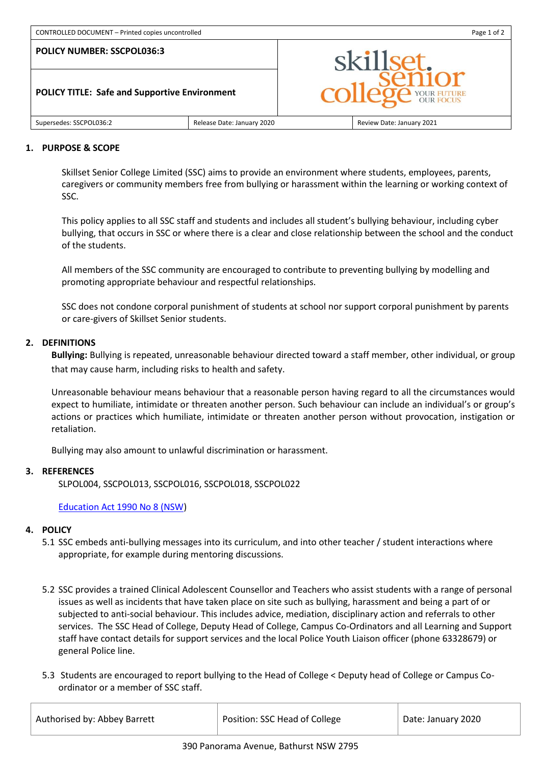CONTROLLED DOCUMENT – Printed copies uncontrolled

| POLICY NUMBER: SSCPOL036:3 | |
|---|---|
| **POLICY TITLE: Safe and Supportive Environment** | |

| Supersedes: SSCPOL036:2 | Release Date: January 2020 | Review Date: January 2021 |
|---|---|---|

## 1. PURPOSE & SCOPE

Skillset Senior College Limited (SSC) aims to provide an environment where students, employees, parents, caregivers or community members free from bullying or harassment within the learning or working context of SSC.

This policy applies to all SSC staff and students and includes all student's bullying behaviour, including cyber bullying, that occurs in SSC or where there is a clear and close relationship between the school and the conduct of the students.

All members of the SSC community are encouraged to contribute to preventing bullying by modelling and promoting appropriate behaviour and respectful relationships.

SSC does not condone corporal punishment of students at school nor support corporal punishment by parents or care-givers of Skillset Senior students.

## 2. DEFINITIONS

**Bullying:** Bullying is repeated, unreasonable behaviour directed toward a staff member, other individual, or group that may cause harm, including risks to health and safety.

Unreasonable behaviour means behaviour that a reasonable person having regard to all the circumstances would expect to humiliate, intimidate or threaten another person. Such behaviour can include an individual's or group's actions or practices which humiliate, intimidate or threaten another person without provocation, instigation or retaliation.

Bullying may also amount to unlawful discrimination or harassment.

## 3. REFERENCES

SLPOL004, SSCPOL013, SSCPOL016, SSCPOL018, SSCPOL022

Education Act 1990 No 8 (NSW)

## 4. POLICY

5.1 SSC embeds anti-bullying messages into its curriculum, and into other teacher / student interactions where appropriate, for example during mentoring discussions.

5.2 SSC provides a trained Clinical Adolescent Counsellor and Teachers who assist students with a range of personal issues as well as incidents that have taken place on site such as bullying, harassment and being a part of or subjected to anti-social behaviour. This includes advice, mediation, disciplinary action and referrals to other services. The SSC Head of College, Deputy Head of College, Campus Co-Ordinators and all Learning and Support staff have contact details for support services and the local Police Youth Liaison officer (phone 63328679) or general Police line.

5.3 Students are encouraged to report bullying to the Head of College < Deputy head of College or Campus Co-ordinator or a member of SSC staff.

| Authorised by: Abbey Barrett | Position: SSC Head of College | Date: January 2020 |
|---|---|---|

390 Panorama Avenue, Bathurst NSW 2795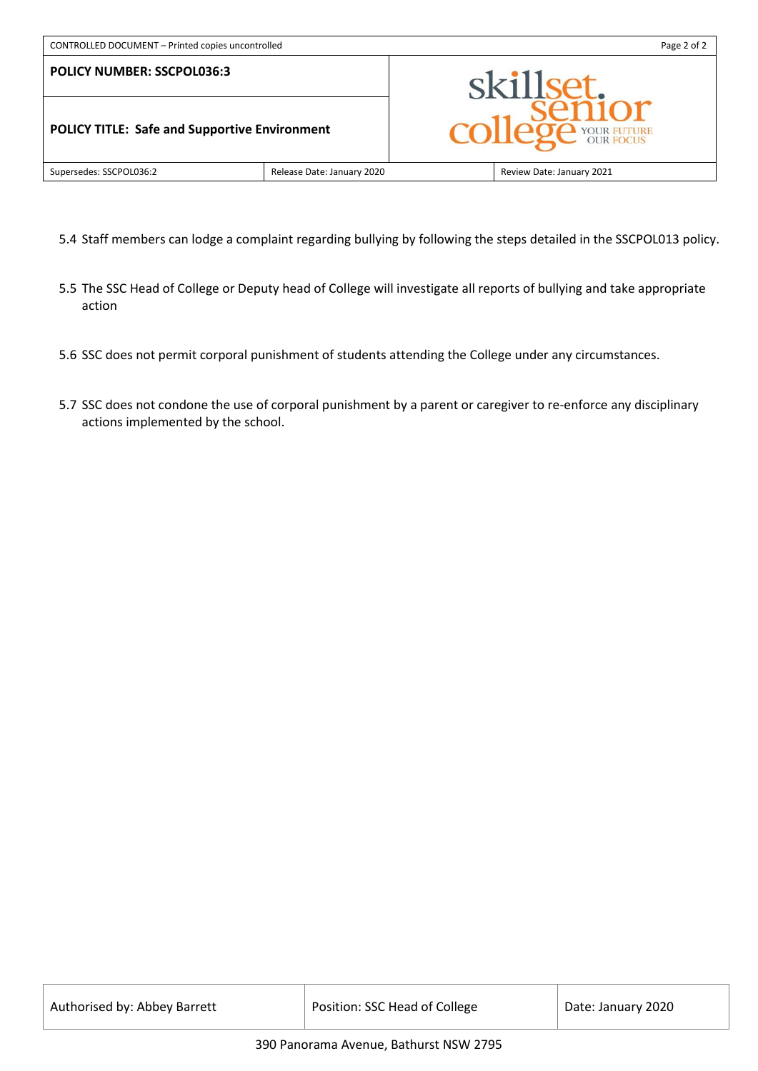5.4 Staff members can lodge a complaint regarding bullying by following the steps detailed in the SSCPOL013 policy.

5.5 The SSC Head of College or Deputy head of College will investigate all reports of bullying and take appropriate action

5.6 SSC does not permit corporal punishment of students attending the College under any circumstances.

5.7 SSC does not condone the use of corporal punishment by a parent or caregiver to re-enforce any disciplinary actions implemented by the school.